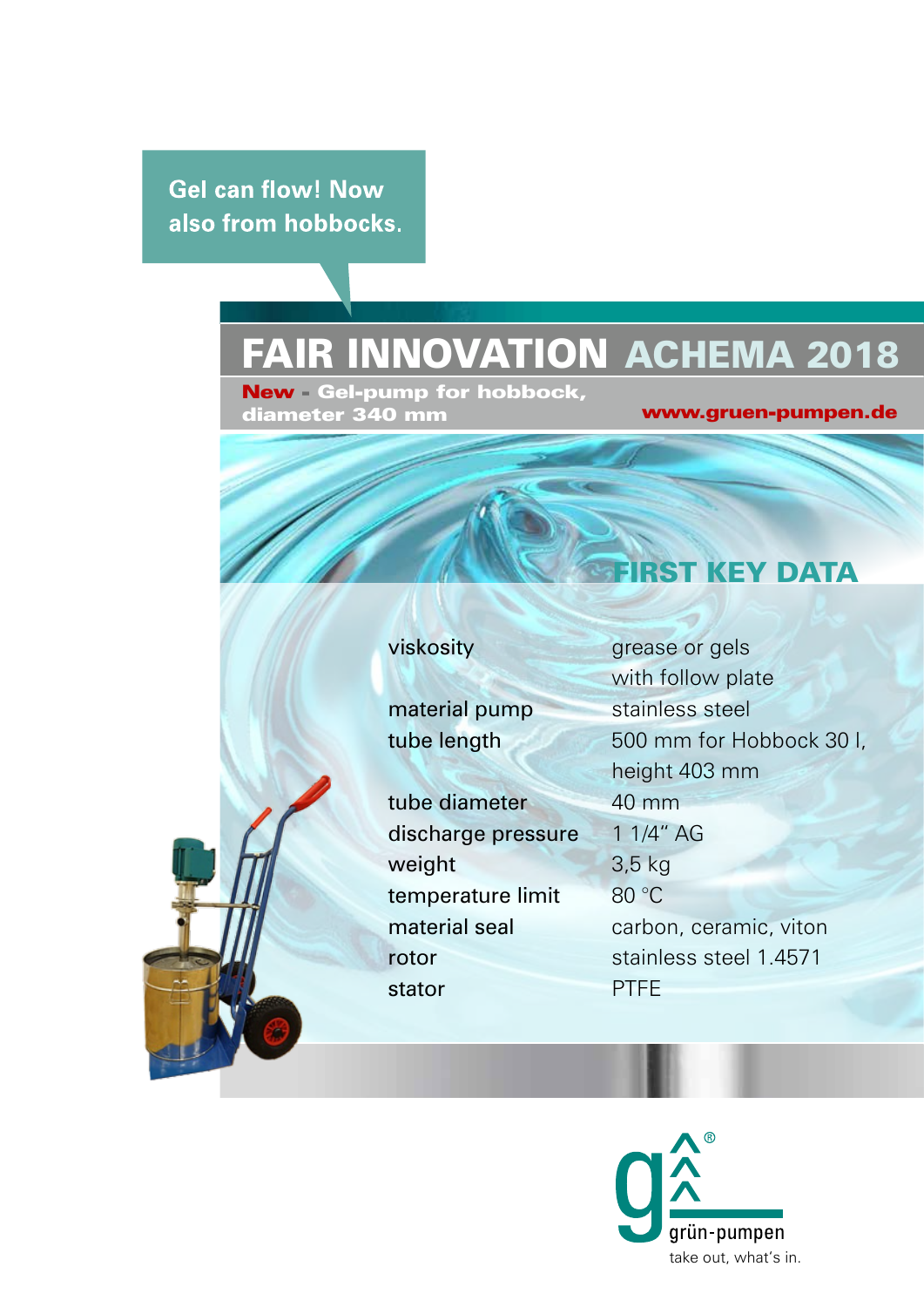Gel can flow! Now also from hobbocks.

# FAIR INNOVATION ACHEMA 2018

**New - Gel-pump for hobbock, diameter 340 mm**

www.gruen-pumpen.de

## FIRST KEY DATA

| | |
|---|---|
| viskosity | grease or gels with follow plate |
| material pump | stainless steel |
| tube length | 500 mm for Hobbock 30 l, height 403 mm |
| tube diameter | 40 mm |
| discharge pressure | 1 1/4" AG |
| weight | 3,5 kg |
| temperature limit | 80 °C |
| material seal | carbon, ceramic, viton |
| rotor | stainless steel 1.4571 |
| stator | PTFE |

grün-pumpen®

take out, what's in.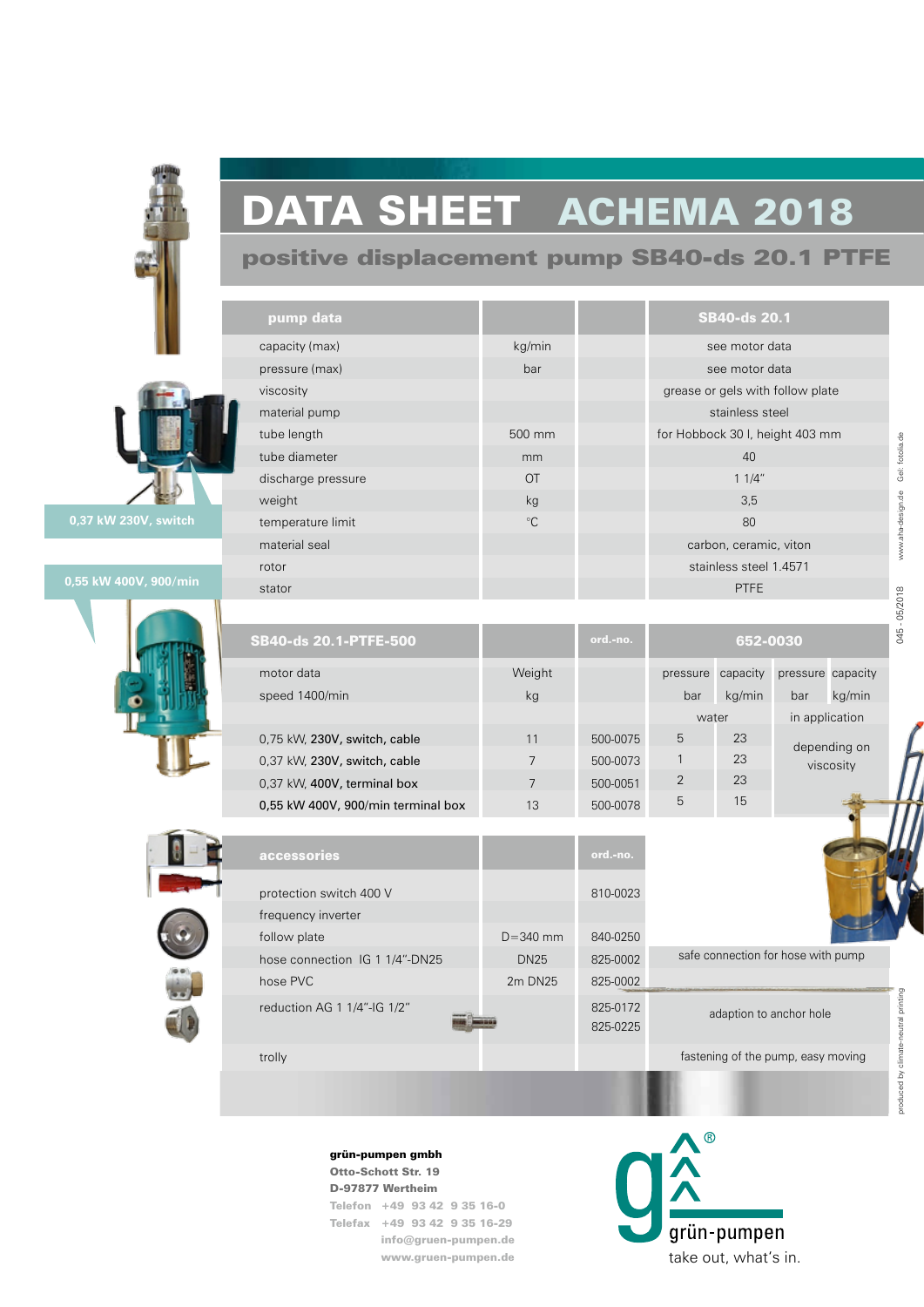# DATA SHEET ACHEMA 2018

## positive displacement pump SB40-ds 20.1 PTFE

| pump data | | | SB40-ds 20.1 |
|---|---|---|---|
| capacity (max) | kg/min | | see motor data |
| pressure (max) | bar | | see motor data |
| viscosity | | | grease or gels with follow plate |
| material pump | | | stainless steel |
| tube length | 500 mm | | for Hobbock 30 l, height 403 mm |
| tube diameter | mm | | 40 |
| discharge pressure | OT | | 1 1/4" |
| weight | kg | | 3,5 |
| temperature limit | °C | | 80 |
| material seal | | | carbon, ceramic, viton |
| rotor | | | stainless steel 1.4571 |
| stator | | | PTFE |

0,37 kW 230V, switch

0,55 kW 400V, 900/min

| SB40-ds 20.1-PTFE-500 | | ord.-no. | 652-0030 | | | |
|---|---|---|---|---|---|---|
| motor data | Weight | | pressure | capacity | pressure | capacity |
| speed 1400/min | kg | | bar | kg/min | bar | kg/min |
| | | | water | | in application | |
| 0,75 kW, **230V, switch, cable** | 11 | 500-0075 | 5 | 23 | depending on viscosity | |
| 0,37 kW, **230V, switch, cable** | 7 | 500-0073 | 1 | 23 | | |
| 0,37 kW, **400V,** terminal box | 7 | 500-0051 | 2 | 23 | | |
| **0,55 kW 400V, 900/min terminal box** | 13 | 500-0078 | 5 | 15 | | |

| accessories | | ord.-no. | |
|---|---|---|---|
| protection switch 400 V | | 810-0023 | |
| frequency inverter | | | |
| follow plate | D=340 mm | 840-0250 | |
| hose connection IG 1 1/4"-DN25 | DN25 | 825-0002 | safe connection for hose with pump |
| hose PVC | 2m DN25 | 825-0002 | |
| reduction AG 1 1/4"-IG 1/2" | | 825-0172<br>825-0225 | adaption to anchor hole |
| trolly | | | fastening of the pump, easy moving |

**grün-pumpen gmbh**
**Otto-Schott Str. 19**
**D-97877 Wertheim**
Telefon +49 93 42 9 35 16-0
Telefax +49 93 42 9 35 16-29
info@gruen-pumpen.de
www.gruen-pumpen.de

grün-pumpen
take out, what's in.

045 - 05/2018 www.aha-design.de Gel: fotolia.de

produced by climate-neutral printing